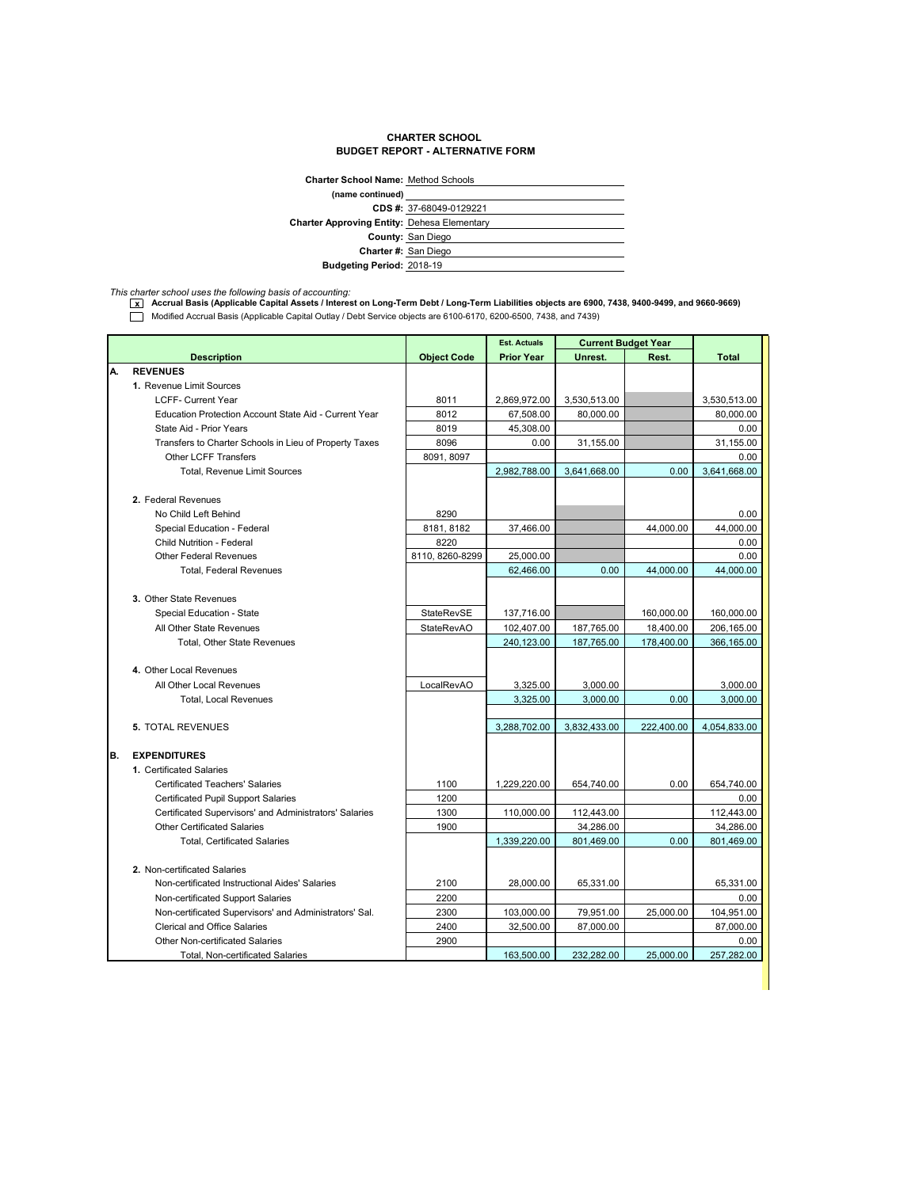# CHARTER SCHOOL
## BUDGET REPORT - ALTERNATIVE FORM

**Charter School Name:** Method Schools
**(name continued)**
**CDS #:** 37-68049-0129221
**Charter Approving Entity:** Dehesa Elementary
**County:** San Diego
**Charter #:** San Diego
**Budgeting Period:** 2018-19

*This charter school uses the following basis of accounting:*

- [x] **Accrual Basis (Applicable Capital Assets / Interest on Long-Term Debt / Long-Term Liabilities objects are 6900, 7438, 9400-9499, and 9660-9669)**
- [ ] Modified Accrual Basis (Applicable Capital Outlay / Debt Service objects are 6100-6170, 6200-6500, 7438, and 7439)

| | Description | Object Code | Est. Actuals | Current Budget Year | | Total |
|---|---|---|---|---|---|---|
| | | | Prior Year | Unrest. | Rest. | |
| **A.** | **REVENUES** | | | | | |
| | **1.** Revenue Limit Sources | | | | | |
| | LCFF- Current Year | 8011 | 2,869,972.00 | 3,530,513.00 | | 3,530,513.00 |
| | Education Protection Account State Aid - Current Year | 8012 | 67,508.00 | 80,000.00 | | 80,000.00 |
| | State Aid - Prior Years | 8019 | 45,308.00 | | | 0.00 |
| | Transfers to Charter Schools in Lieu of Property Taxes | 8096 | 0.00 | 31,155.00 | | 31,155.00 |
| | Other LCFF Transfers | 8091, 8097 | | | | 0.00 |
| | Total, Revenue Limit Sources | | 2,982,788.00 | 3,641,668.00 | 0.00 | 3,641,668.00 |
| | | | | | | |
| | **2.** Federal Revenues | | | | | |
| | No Child Left Behind | 8290 | | | | 0.00 |
| | Special Education - Federal | 8181, 8182 | 37,466.00 | | 44,000.00 | 44,000.00 |
| | Child Nutrition - Federal | 8220 | | | | 0.00 |
| | Other Federal Revenues | 8110, 8260-8299 | 25,000.00 | | | 0.00 |
| | Total, Federal Revenues | | 62,466.00 | 0.00 | 44,000.00 | 44,000.00 |
| | | | | | | |
| | **3.** Other State Revenues | | | | | |
| | Special Education - State | StateRevSE | 137,716.00 | | 160,000.00 | 160,000.00 |
| | All Other State Revenues | StateRevAO | 102,407.00 | 187,765.00 | 18,400.00 | 206,165.00 |
| | Total, Other State Revenues | | 240,123.00 | 187,765.00 | 178,400.00 | 366,165.00 |
| | | | | | | |
| | **4.** Other Local Revenues | | | | | |
| | All Other Local Revenues | LocalRevAO | 3,325.00 | 3,000.00 | | 3,000.00 |
| | Total, Local Revenues | | 3,325.00 | 3,000.00 | 0.00 | 3,000.00 |
| | | | | | | |
| | **5.** TOTAL REVENUES | | 3,288,702.00 | 3,832,433.00 | 222,400.00 | 4,054,833.00 |
| | | | | | | |
| **B.** | **EXPENDITURES** | | | | | |
| | **1.** Certificated Salaries | | | | | |
| | Certificated Teachers' Salaries | 1100 | 1,229,220.00 | 654,740.00 | 0.00 | 654,740.00 |
| | Certificated Pupil Support Salaries | 1200 | | | | 0.00 |
| | Certificated Supervisors' and Administrators' Salaries | 1300 | 110,000.00 | 112,443.00 | | 112,443.00 |
| | Other Certificated Salaries | 1900 | | 34,286.00 | | 34,286.00 |
| | Total, Certificated Salaries | | 1,339,220.00 | 801,469.00 | 0.00 | 801,469.00 |
| | | | | | | |
| | **2.** Non-certificated Salaries | | | | | |
| | Non-certificated Instructional Aides' Salaries | 2100 | 28,000.00 | 65,331.00 | | 65,331.00 |
| | Non-certificated Support Salaries | 2200 | | | | 0.00 |
| | Non-certificated Supervisors' and Administrators' Sal. | 2300 | 103,000.00 | 79,951.00 | 25,000.00 | 104,951.00 |
| | Clerical and Office Salaries | 2400 | 32,500.00 | 87,000.00 | | 87,000.00 |
| | Other Non-certificated Salaries | 2900 | | | | 0.00 |
| | Total, Non-certificated Salaries | | 163,500.00 | 232,282.00 | 25,000.00 | 257,282.00 |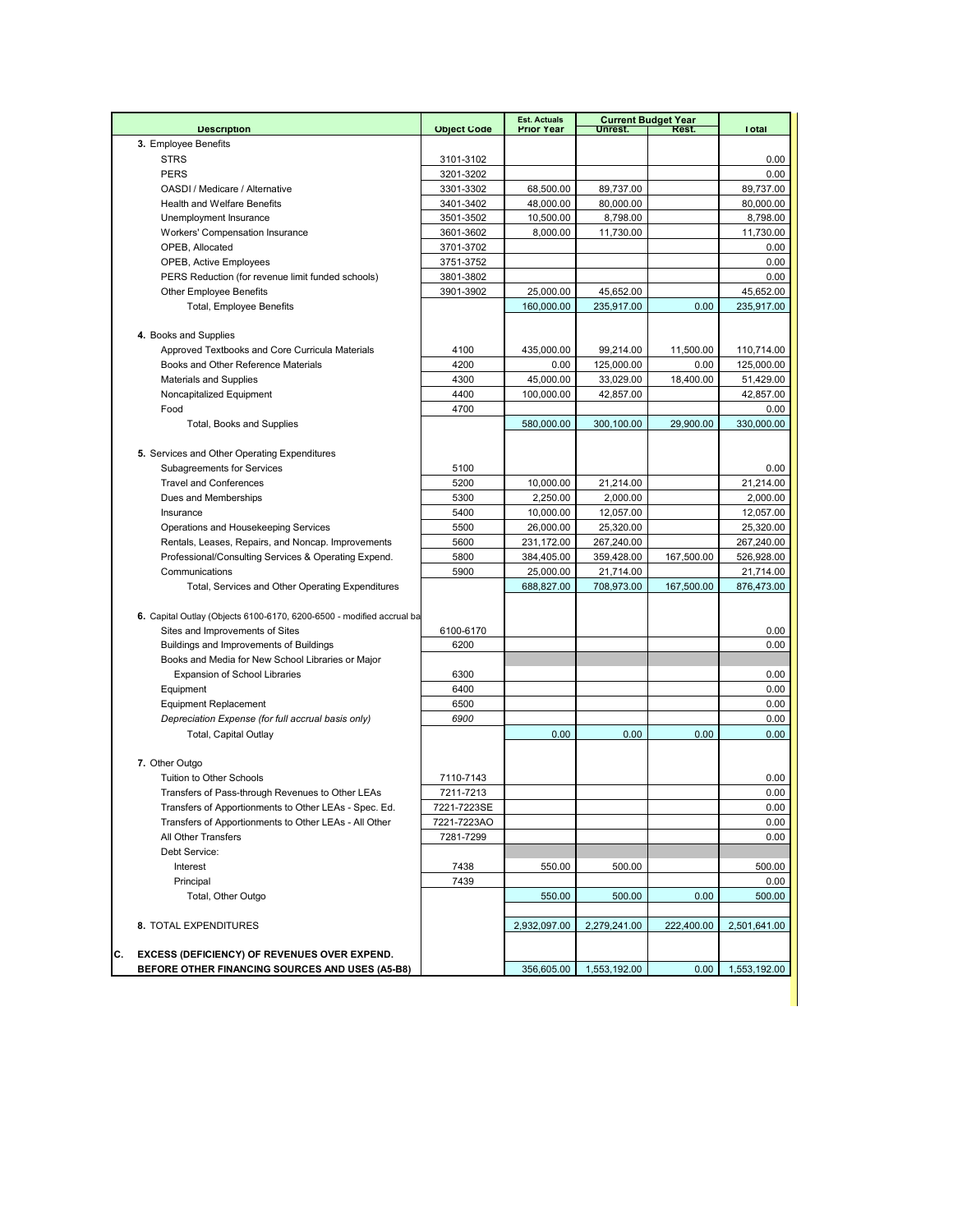| Description | Object Code | Est. Actuals Prior Year | Current Budget Year Unrest. | Rest. | Total |
|---|---|---|---|---|---|
| **3.** Employee Benefits | | | | | |
| STRS | 3101-3102 | | | | 0.00 |
| PERS | 3201-3202 | | | | 0.00 |
| OASDI / Medicare / Alternative | 3301-3302 | 68,500.00 | 89,737.00 | | 89,737.00 |
| Health and Welfare Benefits | 3401-3402 | 48,000.00 | 80,000.00 | | 80,000.00 |
| Unemployment Insurance | 3501-3502 | 10,500.00 | 8,798.00 | | 8,798.00 |
| Workers' Compensation Insurance | 3601-3602 | 8,000.00 | 11,730.00 | | 11,730.00 |
| OPEB, Allocated | 3701-3702 | | | | 0.00 |
| OPEB, Active Employees | 3751-3752 | | | | 0.00 |
| PERS Reduction (for revenue limit funded schools) | 3801-3802 | | | | 0.00 |
| Other Employee Benefits | 3901-3902 | 25,000.00 | 45,652.00 | | 45,652.00 |
| Total, Employee Benefits | | 160,000.00 | 235,917.00 | 0.00 | 235,917.00 |
| **4.** Books and Supplies | | | | | |
| Approved Textbooks and Core Curricula Materials | 4100 | 435,000.00 | 99,214.00 | 11,500.00 | 110,714.00 |
| Books and Other Reference Materials | 4200 | 0.00 | 125,000.00 | 0.00 | 125,000.00 |
| Materials and Supplies | 4300 | 45,000.00 | 33,029.00 | 18,400.00 | 51,429.00 |
| Noncapitalized Equipment | 4400 | 100,000.00 | 42,857.00 | | 42,857.00 |
| Food | 4700 | | | | 0.00 |
| Total, Books and Supplies | | 580,000.00 | 300,100.00 | 29,900.00 | 330,000.00 |
| **5.** Services and Other Operating Expenditures | | | | | |
| Subagreements for Services | 5100 | | | | 0.00 |
| Travel and Conferences | 5200 | 10,000.00 | 21,214.00 | | 21,214.00 |
| Dues and Memberships | 5300 | 2,250.00 | 2,000.00 | | 2,000.00 |
| Insurance | 5400 | 10,000.00 | 12,057.00 | | 12,057.00 |
| Operations and Housekeeping Services | 5500 | 26,000.00 | 25,320.00 | | 25,320.00 |
| Rentals, Leases, Repairs, and Noncap. Improvements | 5600 | 231,172.00 | 267,240.00 | | 267,240.00 |
| Professional/Consulting Services & Operating Expend. | 5800 | 384,405.00 | 359,428.00 | 167,500.00 | 526,928.00 |
| Communications | 5900 | 25,000.00 | 21,714.00 | | 21,714.00 |
| Total, Services and Other Operating Expenditures | | 688,827.00 | 708,973.00 | 167,500.00 | 876,473.00 |
| **6.** Capital Outlay (Objects 6100-6170, 6200-6500 - modified accrual ba | | | | | |
| Sites and Improvements of Sites | 6100-6170 | | | | 0.00 |
| Buildings and Improvements of Buildings | 6200 | | | | 0.00 |
| Books and Media for New School Libraries or Major | | | | | |
| Expansion of School Libraries | 6300 | | | | 0.00 |
| Equipment | 6400 | | | | 0.00 |
| Equipment Replacement | 6500 | | | | 0.00 |
| *Depreciation Expense (for full accrual basis only)* | *6900* | | | | 0.00 |
| Total, Capital Outlay | | 0.00 | 0.00 | 0.00 | 0.00 |
| **7.** Other Outgo | | | | | |
| Tuition to Other Schools | 7110-7143 | | | | 0.00 |
| Transfers of Pass-through Revenues to Other LEAs | 7211-7213 | | | | 0.00 |
| Transfers of Apportionments to Other LEAs - Spec. Ed. | 7221-7223SE | | | | 0.00 |
| Transfers of Apportionments to Other LEAs - All Other | 7221-7223AO | | | | 0.00 |
| All Other Transfers | 7281-7299 | | | | 0.00 |
| Debt Service: | | | | | |
| Interest | 7438 | 550.00 | 500.00 | | 500.00 |
| Principal | 7439 | | | | 0.00 |
| Total, Other Outgo | | 550.00 | 500.00 | 0.00 | 500.00 |
| **8.** TOTAL EXPENDITURES | | 2,932,097.00 | 2,279,241.00 | 222,400.00 | 2,501,641.00 |
| **C. EXCESS (DEFICIENCY) OF REVENUES OVER EXPEND. BEFORE OTHER FINANCING SOURCES AND USES (A5-B8)** | | 356,605.00 | 1,553,192.00 | 0.00 | 1,553,192.00 |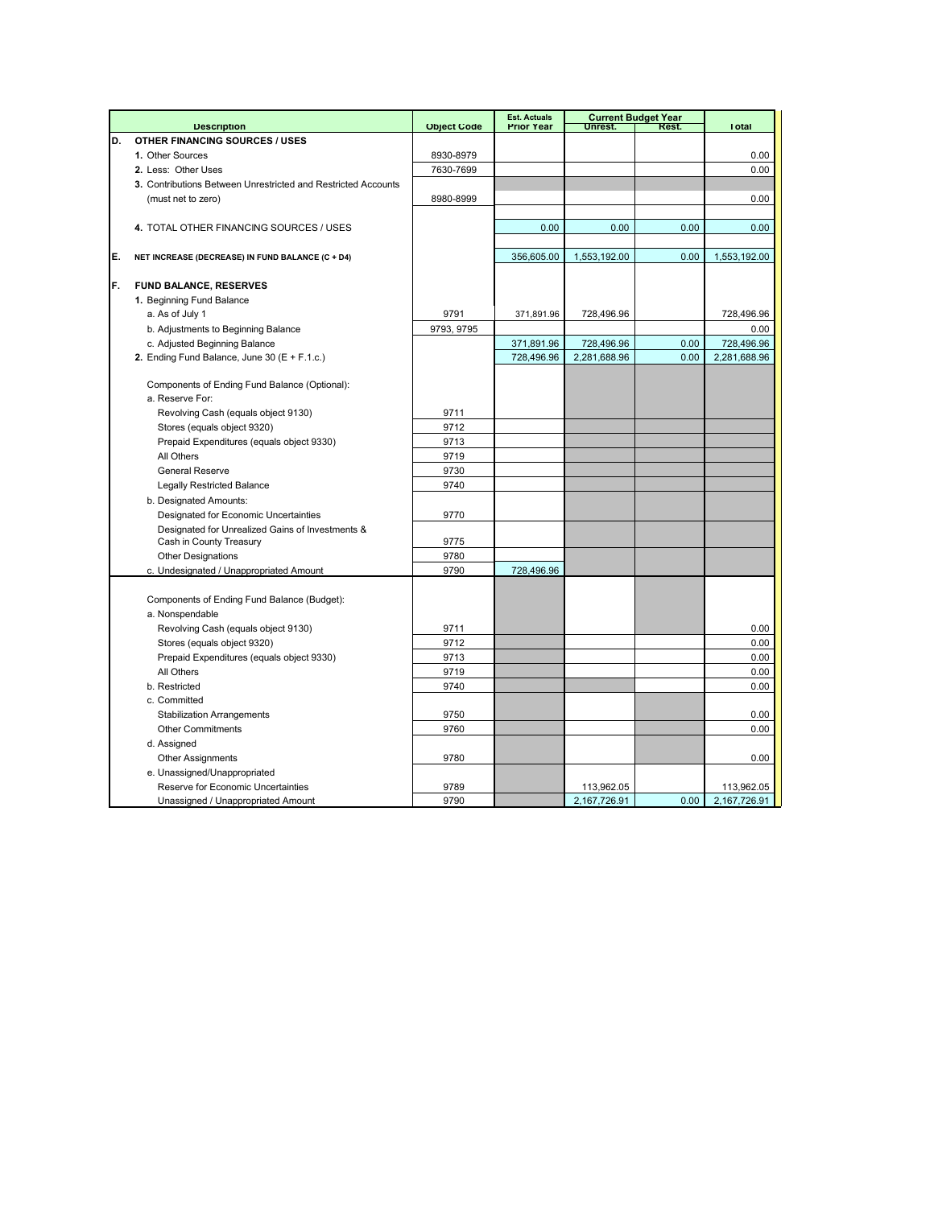| | Description | Object Code | Est. Actuals Prior Year | Current Budget Year Unrest. | Rest. | Total |
|---|---|---|---|---|---|---|
| D. | OTHER FINANCING SOURCES / USES | | | | | |
| | 1. Other Sources | 8930-8979 | | | | 0.00 |
| | 2. Less: Other Uses | 7630-7699 | | | | 0.00 |
| | 3. Contributions Between Unrestricted and Restricted Accounts (must net to zero) | 8980-8999 | | | | 0.00 |
| | 4. TOTAL OTHER FINANCING SOURCES / USES | | 0.00 | 0.00 | 0.00 | 0.00 |
| E. | NET INCREASE (DECREASE) IN FUND BALANCE (C + D4) | | 356,605.00 | 1,553,192.00 | 0.00 | 1,553,192.00 |
| F. | FUND BALANCE, RESERVES | | | | | |
| | 1. Beginning Fund Balance | | | | | |
| | a. As of July 1 | 9791 | 371,891.96 | 728,496.96 | | 728,496.96 |
| | b. Adjustments to Beginning Balance | 9793, 9795 | | | | 0.00 |
| | c. Adjusted Beginning Balance | | 371,891.96 | 728,496.96 | 0.00 | 728,496.96 |
| | 2. Ending Fund Balance, June 30 (E + F.1.c.) | | 728,496.96 | 2,281,688.96 | 0.00 | 2,281,688.96 |
| | Components of Ending Fund Balance (Optional): | | | | | |
| | a. Reserve For: | | | | | |
| | Revolving Cash (equals object 9130) | 9711 | | | | |
| | Stores (equals object 9320) | 9712 | | | | |
| | Prepaid Expenditures (equals object 9330) | 9713 | | | | |
| | All Others | 9719 | | | | |
| | General Reserve | 9730 | | | | |
| | Legally Restricted Balance | 9740 | | | | |
| | b. Designated Amounts: | | | | | |
| | Designated for Economic Uncertainties | 9770 | | | | |
| | Designated for Unrealized Gains of Investments & Cash in County Treasury | 9775 | | | | |
| | Other Designations | 9780 | | | | |
| | c. Undesignated / Unappropriated Amount | 9790 | 728,496.96 | | | |
| | Components of Ending Fund Balance (Budget): | | | | | |
| | a. Nonspendable | | | | | |
| | Revolving Cash (equals object 9130) | 9711 | | | | 0.00 |
| | Stores (equals object 9320) | 9712 | | | | 0.00 |
| | Prepaid Expenditures (equals object 9330) | 9713 | | | | 0.00 |
| | All Others | 9719 | | | | 0.00 |
| | b. Restricted | 9740 | | | | 0.00 |
| | c. Committed | | | | | |
| | Stabilization Arrangements | 9750 | | | | 0.00 |
| | Other Commitments | 9760 | | | | 0.00 |
| | d. Assigned | | | | | |
| | Other Assignments | 9780 | | | | 0.00 |
| | e. Unassigned/Unappropriated | | | | | |
| | Reserve for Economic Uncertainties | 9789 | | 113,962.05 | | 113,962.05 |
| | Unassigned / Unappropriated Amount | 9790 | | 2,167,726.91 | 0.00 | 2,167,726.91 |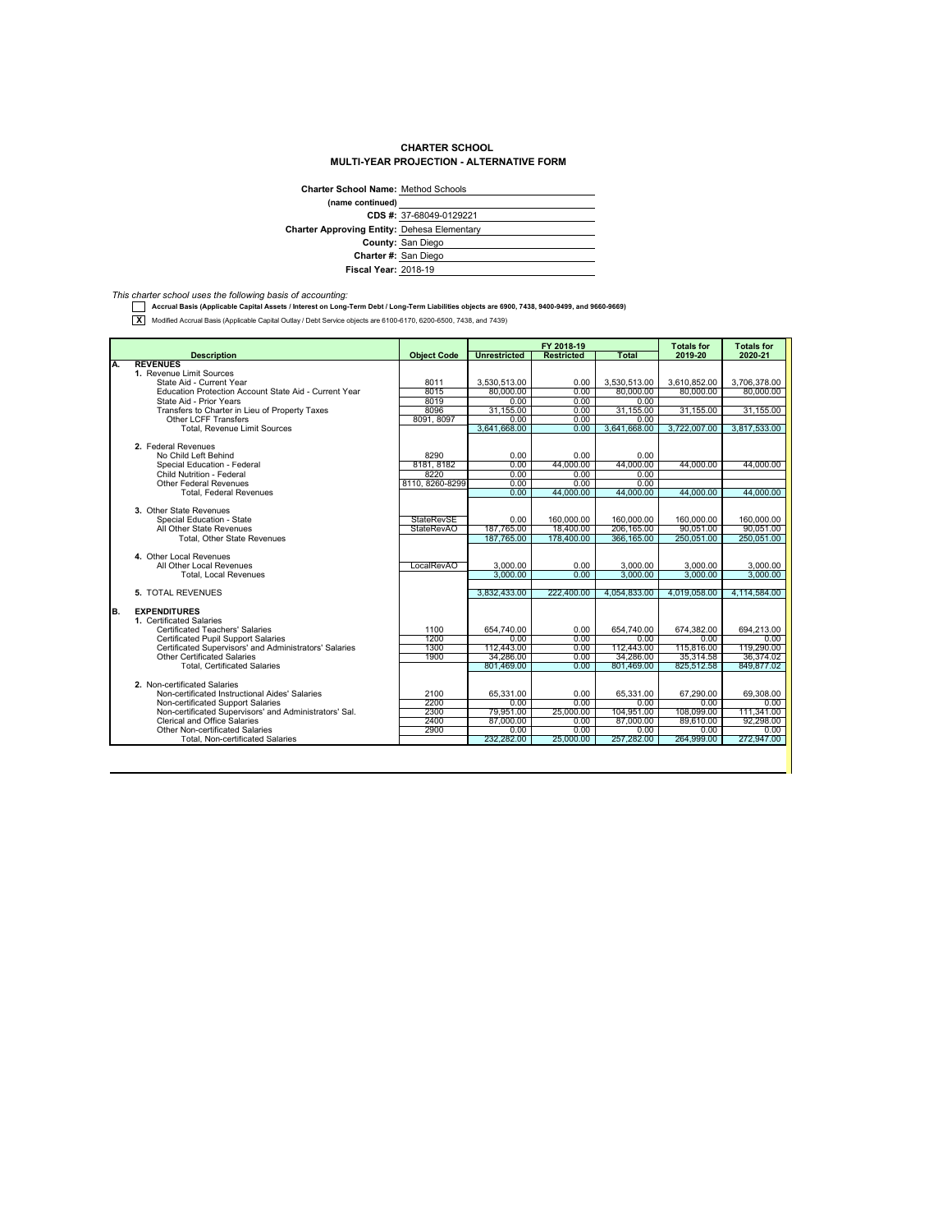# CHARTER SCHOOL
## MULTI-YEAR PROJECTION - ALTERNATIVE FORM

**Charter School Name:** Method Schools
**(name continued)**
**CDS #:** 37-68049-0129221
**Charter Approving Entity:** Dehesa Elementary
**County:** San Diego
**Charter #:** San Diego
**Fiscal Year:** 2018-19

*This charter school uses the following basis of accounting:*

[ ] **Accrual Basis (Applicable Capital Assets / Interest on Long-Term Debt / Long-Term Liabilities objects are 6900, 7438, 9400-9499, and 9660-9669)**

[X] Modified Accrual Basis (Applicable Capital Outlay / Debt Service objects are 6100-6170, 6200-6500, 7438, and 7439)

| | Description | Object Code | FY 2018-19 | | | Totals for 2019-20 | Totals for 2020-21 |
|---|---|---|---|---|---|---|---|
| | | | Unrestricted | Restricted | Total | | |
| A. | **REVENUES** | | | | | | |
| | 1. Revenue Limit Sources | | | | | | |
| | State Aid - Current Year | 8011 | 3,530,513.00 | 0.00 | 3,530,513.00 | 3,610,852.00 | 3,706,378.00 |
| | Education Protection Account State Aid - Current Year | 8015 | 80,000.00 | 0.00 | 80,000.00 | 80,000.00 | 80,000.00 |
| | State Aid - Prior Years | 8019 | 0.00 | 0.00 | 0.00 | | |
| | Transfers to Charter in Lieu of Property Taxes | 8096 | 31,155.00 | 0.00 | 31,155.00 | 31,155.00 | 31,155.00 |
| | Other LCFF Transfers | 8091, 8097 | 0.00 | 0.00 | 0.00 | | |
| | Total, Revenue Limit Sources | | 3,641,668.00 | 0.00 | 3,641,668.00 | 3,722,007.00 | 3,817,533.00 |
| | 2. Federal Revenues | | | | | | |
| | No Child Left Behind | 8290 | 0.00 | 0.00 | 0.00 | | |
| | Special Education - Federal | 8181, 8182 | 0.00 | 44,000.00 | 44,000.00 | 44,000.00 | 44,000.00 |
| | Child Nutrition - Federal | 8220 | 0.00 | 0.00 | 0.00 | | |
| | Other Federal Revenues | 8110, 8260-8299 | 0.00 | 0.00 | 0.00 | | |
| | Total, Federal Revenues | | 0.00 | 44,000.00 | 44,000.00 | 44,000.00 | 44,000.00 |
| | 3. Other State Revenues | | | | | | |
| | Special Education - State | StateRevSE | 0.00 | 160,000.00 | 160,000.00 | 160,000.00 | 160,000.00 |
| | All Other State Revenues | StateRevAO | 187,765.00 | 18,400.00 | 206,165.00 | 90,051.00 | 90,051.00 |
| | Total, Other State Revenues | | 187,765.00 | 178,400.00 | 366,165.00 | 250,051.00 | 250,051.00 |
| | 4. Other Local Revenues | | | | | | |
| | All Other Local Revenues | LocalRevAO | 3,000.00 | 0.00 | 3,000.00 | 3,000.00 | 3,000.00 |
| | Total, Local Revenues | | 3,000.00 | 0.00 | 3,000.00 | 3,000.00 | 3,000.00 |
| | 5. TOTAL REVENUES | | 3,832,433.00 | 222,400.00 | 4,054,833.00 | 4,019,058.00 | 4,114,584.00 |
| B. | **EXPENDITURES** | | | | | | |
| | 1. Certificated Salaries | | | | | | |
| | Certificated Teachers' Salaries | 1100 | 654,740.00 | 0.00 | 654,740.00 | 674,382.00 | 694,213.00 |
| | Certificated Pupil Support Salaries | 1200 | 0.00 | 0.00 | 0.00 | 0.00 | 0.00 |
| | Certificated Supervisors' and Administrators' Salaries | 1300 | 112,443.00 | 0.00 | 112,443.00 | 115,816.00 | 119,290.00 |
| | Other Certificated Salaries | 1900 | 34,286.00 | 0.00 | 34,286.00 | 35,314.58 | 36,374.02 |
| | Total, Certificated Salaries | | 801,469.00 | 0.00 | 801,469.00 | 825,512.58 | 849,877.02 |
| | 2. Non-certificated Salaries | | | | | | |
| | Non-certificated Instructional Aides' Salaries | 2100 | 65,331.00 | 0.00 | 65,331.00 | 67,290.00 | 69,308.00 |
| | Non-certificated Support Salaries | 2200 | 0.00 | 0.00 | 0.00 | 0.00 | 0.00 |
| | Non-certificated Supervisors' and Administrators' Sal. | 2300 | 79,951.00 | 25,000.00 | 104,951.00 | 108,099.00 | 111,341.00 |
| | Clerical and Office Salaries | 2400 | 87,000.00 | 0.00 | 87,000.00 | 89,610.00 | 92,298.00 |
| | Other Non-certificated Salaries | 2900 | 0.00 | 0.00 | 0.00 | 0.00 | 0.00 |
| | Total, Non-certificated Salaries | | 232,282.00 | 25,000.00 | 257,282.00 | 264,999.00 | 272,947.00 |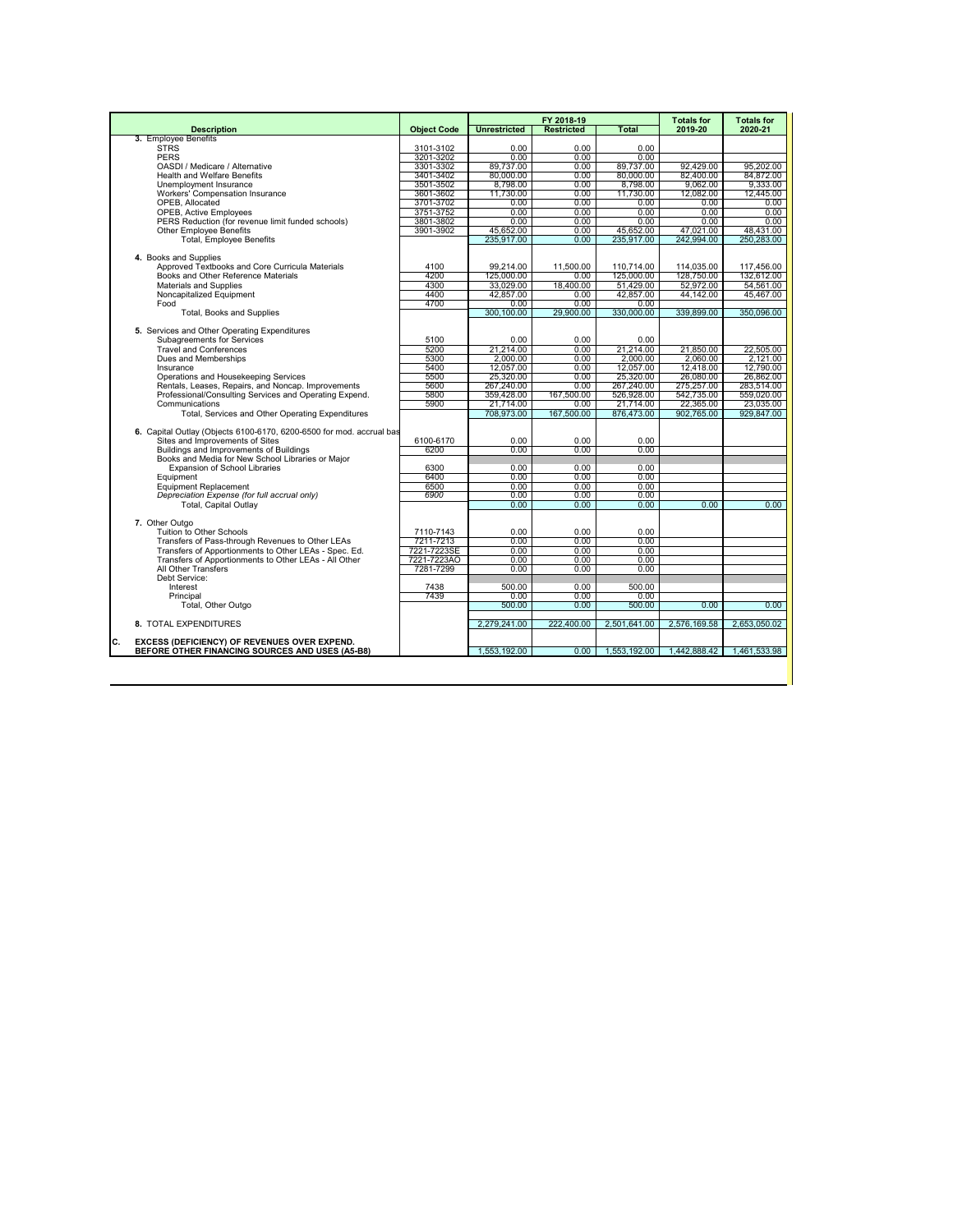| Description | Object Code | FY 2018-19 Unrestricted | FY 2018-19 Restricted | FY 2018-19 Total | Totals for 2019-20 | Totals for 2020-21 |
|---|---|---|---|---|---|---|
| **3.** Employee Benefits | | | | | | |
| STRS | 3101-3102 | 0.00 | 0.00 | 0.00 | | |
| PERS | 3201-3202 | 0.00 | 0.00 | 0.00 | | |
| OASDI / Medicare / Alternative | 3301-3302 | 89,737.00 | 0.00 | 89,737.00 | 92,429.00 | 95,202.00 |
| Health and Welfare Benefits | 3401-3402 | 80,000.00 | 0.00 | 80,000.00 | 82,400.00 | 84,872.00 |
| Unemployment Insurance | 3501-3502 | 8,798.00 | 0.00 | 8,798.00 | 9,062.00 | 9,333.00 |
| Workers' Compensation Insurance | 3601-3602 | 11,730.00 | 0.00 | 11,730.00 | 12,082.00 | 12,445.00 |
| OPEB, Allocated | 3701-3702 | 0.00 | 0.00 | 0.00 | 0.00 | 0.00 |
| OPEB, Active Employees | 3751-3752 | 0.00 | 0.00 | 0.00 | 0.00 | 0.00 |
| PERS Reduction (for revenue limit funded schools) | 3801-3802 | 0.00 | 0.00 | 0.00 | 0.00 | 0.00 |
| Other Employee Benefits | 3901-3902 | 45,652.00 | 0.00 | 45,652.00 | 47,021.00 | 48,431.00 |
| Total, Employee Benefits | | 235,917.00 | 0.00 | 235,917.00 | 242,994.00 | 250,283.00 |
| **4.** Books and Supplies | | | | | | |
| Approved Textbooks and Core Curricula Materials | 4100 | 99,214.00 | 11,500.00 | 110,714.00 | 114,035.00 | 117,456.00 |
| Books and Other Reference Materials | 4200 | 125,000.00 | 0.00 | 125,000.00 | 128,750.00 | 132,612.00 |
| Materials and Supplies | 4300 | 33,029.00 | 18,400.00 | 51,429.00 | 52,972.00 | 54,561.00 |
| Noncapitalized Equipment | 4400 | 42,857.00 | 0.00 | 42,857.00 | 44,142.00 | 45,467.00 |
| Food | 4700 | 0.00 | 0.00 | 0.00 | | |
| Total, Books and Supplies | | 300,100.00 | 29,900.00 | 330,000.00 | 339,899.00 | 350,096.00 |
| **5.** Services and Other Operating Expenditures | | | | | | |
| Subagreements for Services | 5100 | 0.00 | 0.00 | 0.00 | | |
| Travel and Conferences | 5200 | 21,214.00 | 0.00 | 21,214.00 | 21,850.00 | 22,505.00 |
| Dues and Memberships | 5300 | 2,000.00 | 0.00 | 2,000.00 | 2,060.00 | 2,121.00 |
| Insurance | 5400 | 12,057.00 | 0.00 | 12,057.00 | 12,418.00 | 12,790.00 |
| Operations and Housekeeping Services | 5500 | 25,320.00 | 0.00 | 25,320.00 | 26,080.00 | 26,862.00 |
| Rentals, Leases, Repairs, and Noncap. Improvements | 5600 | 267,240.00 | 0.00 | 267,240.00 | 275,257.00 | 283,514.00 |
| Professional/Consulting Services and Operating Expend. | 5800 | 359,428.00 | 167,500.00 | 526,928.00 | 542,735.00 | 559,020.00 |
| Communications | 5900 | 21,714.00 | 0.00 | 21,714.00 | 22,365.00 | 23,035.00 |
| Total, Services and Other Operating Expenditures | | 708,973.00 | 167,500.00 | 876,473.00 | 902,765.00 | 929,847.00 |
| **6.** Capital Outlay (Objects 6100-6170, 6200-6500 for mod. accrual bas | | | | | | |
| Sites and Improvements of Sites | 6100-6170 | 0.00 | 0.00 | 0.00 | | |
| Buildings and Improvements of Buildings | 6200 | 0.00 | 0.00 | 0.00 | | |
| Books and Media for New School Libraries or Major | | | | | | |
| Expansion of School Libraries | 6300 | 0.00 | 0.00 | 0.00 | | |
| Equipment | 6400 | 0.00 | 0.00 | 0.00 | | |
| Equipment Replacement | 6500 | 0.00 | 0.00 | 0.00 | | |
| *Depreciation Expense (for full accrual only)* | *6900* | 0.00 | 0.00 | 0.00 | | |
| Total, Capital Outlay | | 0.00 | 0.00 | 0.00 | 0.00 | 0.00 |
| **7.** Other Outgo | | | | | | |
| Tuition to Other Schools | 7110-7143 | 0.00 | 0.00 | 0.00 | | |
| Transfers of Pass-through Revenues to Other LEAs | 7211-7213 | 0.00 | 0.00 | 0.00 | | |
| Transfers of Apportionments to Other LEAs - Spec. Ed. | 7221-7223SE | 0.00 | 0.00 | 0.00 | | |
| Transfers of Apportionments to Other LEAs - All Other | 7221-7223AO | 0.00 | 0.00 | 0.00 | | |
| All Other Transfers | 7281-7299 | 0.00 | 0.00 | 0.00 | | |
| Debt Service: | | | | | | |
| Interest | 7438 | 500.00 | 0.00 | 500.00 | | |
| Principal | 7439 | 0.00 | 0.00 | 0.00 | | |
| Total, Other Outgo | | 500.00 | 0.00 | 500.00 | 0.00 | 0.00 |
| **8.** TOTAL EXPENDITURES | | 2,279,241.00 | 222,400.00 | 2,501,641.00 | 2,576,169.58 | 2,653,050.02 |
| **C. EXCESS (DEFICIENCY) OF REVENUES OVER EXPEND. BEFORE OTHER FINANCING SOURCES AND USES (A5-B8)** | | 1,553,192.00 | 0.00 | 1,553,192.00 | 1,442,888.42 | 1,461,533.98 |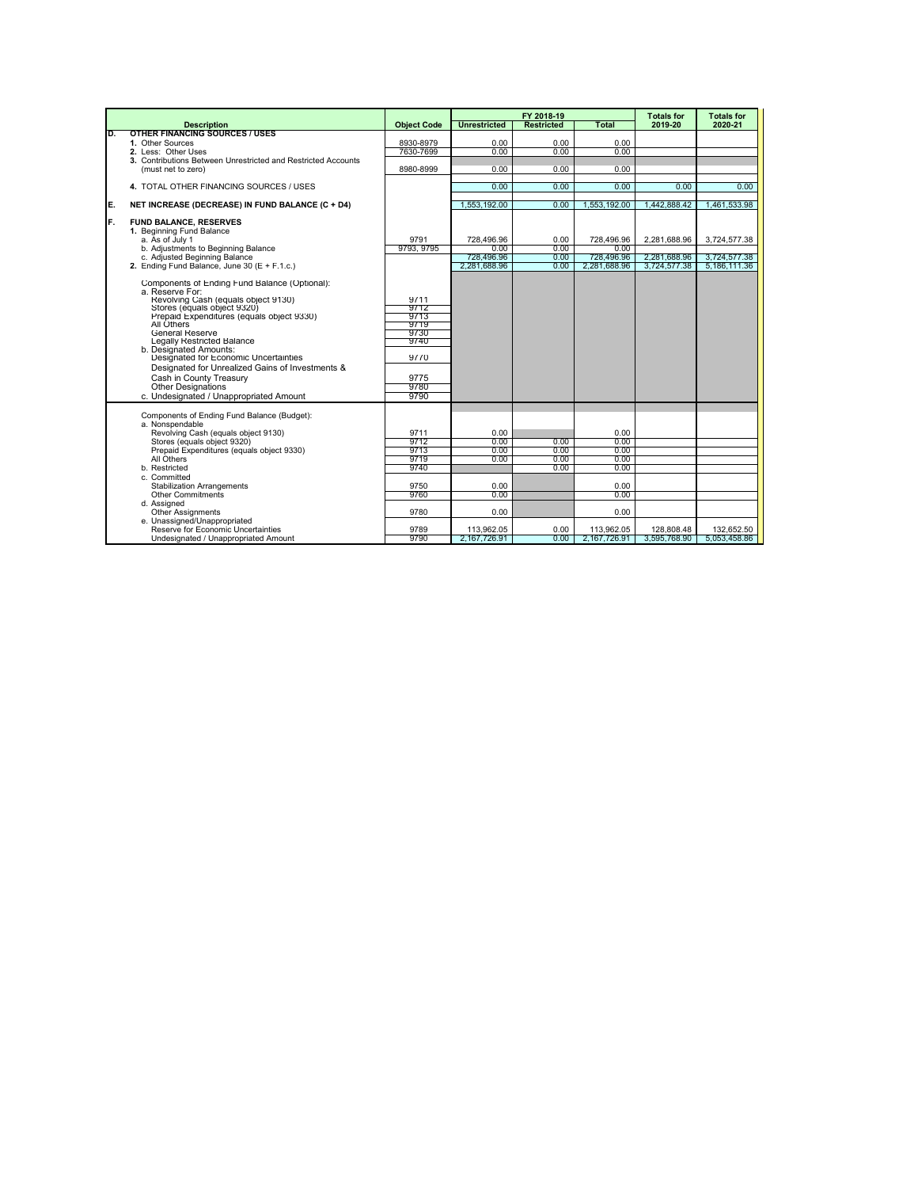| | Description | Object Code | FY 2018-19 Unrestricted | Restricted | Total | Totals for 2019-20 | Totals for 2020-21 |
|---|---|---|---|---|---|---|---|
| D. | **OTHER FINANCING SOURCES / USES** | | | | | | |
| | **1.** Other Sources | 8930-8979 | 0.00 | 0.00 | 0.00 | | |
| | **2.** Less: Other Uses | 7630-7699 | 0.00 | 0.00 | 0.00 | | |
| | **3.** Contributions Between Unrestricted and Restricted Accounts (must net to zero) | 8980-8999 | 0.00 | 0.00 | 0.00 | | |
| | **4.** TOTAL OTHER FINANCING SOURCES / USES | | 0.00 | 0.00 | 0.00 | 0.00 | 0.00 |
| E. | **NET INCREASE (DECREASE) IN FUND BALANCE (C + D4)** | | 1,553,192.00 | 0.00 | 1,553,192.00 | 1,442,888.42 | 1,461,533.98 |
| F. | **FUND BALANCE, RESERVES** | | | | | | |
| | **1.** Beginning Fund Balance | | | | | | |
| | a. As of July 1 | 9791 | 728,496.96 | 0.00 | 728,496.96 | 2,281,688.96 | 3,724,577.38 |
| | b. Adjustments to Beginning Balance | 9793, 9795 | 0.00 | 0.00 | 0.00 | | |
| | c. Adjusted Beginning Balance | | 728,496.96 | 0.00 | 728,496.96 | 2,281,688.96 | 3,724,577.38 |
| | **2.** Ending Fund Balance, June 30 (E + F.1.c.) | | 2,281,688.96 | 0.00 | 2,281,688.96 | 3,724,577.38 | 5,186,111.36 |
| | Components of Ending Fund Balance (Optional): | | | | | | |
| | a. Reserve For: | | | | | | |
| | Revolving Cash (equals object 9130) | 9711 | | | | | |
| | Stores (equals object 9320) | 9712 | | | | | |
| | Prepaid Expenditures (equals object 9330) | 9713 | | | | | |
| | All Others | 9719 | | | | | |
| | General Reserve | 9730 | | | | | |
| | Legally Restricted Balance | 9740 | | | | | |
| | b. Designated Amounts: | | | | | | |
| | Designated for Economic Uncertainties | 9770 | | | | | |
| | Designated for Unrealized Gains of Investments & Cash in County Treasury | 9775 | | | | | |
| | Other Designations | 9780 | | | | | |
| | c. Undesignated / Unappropriated Amount | 9790 | | | | | |
| | Components of Ending Fund Balance (Budget): | | | | | | |
| | a. Nonspendable | | | | | | |
| | Revolving Cash (equals object 9130) | 9711 | 0.00 | | 0.00 | | |
| | Stores (equals object 9320) | 9712 | 0.00 | 0.00 | 0.00 | | |
| | Prepaid Expenditures (equals object 9330) | 9713 | 0.00 | 0.00 | 0.00 | | |
| | All Others | 9719 | 0.00 | 0.00 | 0.00 | | |
| | b. Restricted | 9740 | | 0.00 | 0.00 | | |
| | c. Committed | | | | | | |
| | Stabilization Arrangements | 9750 | 0.00 | | 0.00 | | |
| | Other Commitments | 9760 | 0.00 | | 0.00 | | |
| | d. Assigned | | | | | | |
| | Other Assignments | 9780 | 0.00 | | 0.00 | | |
| | e. Unassigned/Unappropriated | | | | | | |
| | Reserve for Economic Uncertainties | 9789 | 113,962.05 | 0.00 | 113,962.05 | 128,808.48 | 132,652.50 |
| | Undesignated / Unappropriated Amount | 9790 | 2,167,726.91 | 0.00 | 2,167,726.91 | 3,595,768.90 | 5,053,458.86 |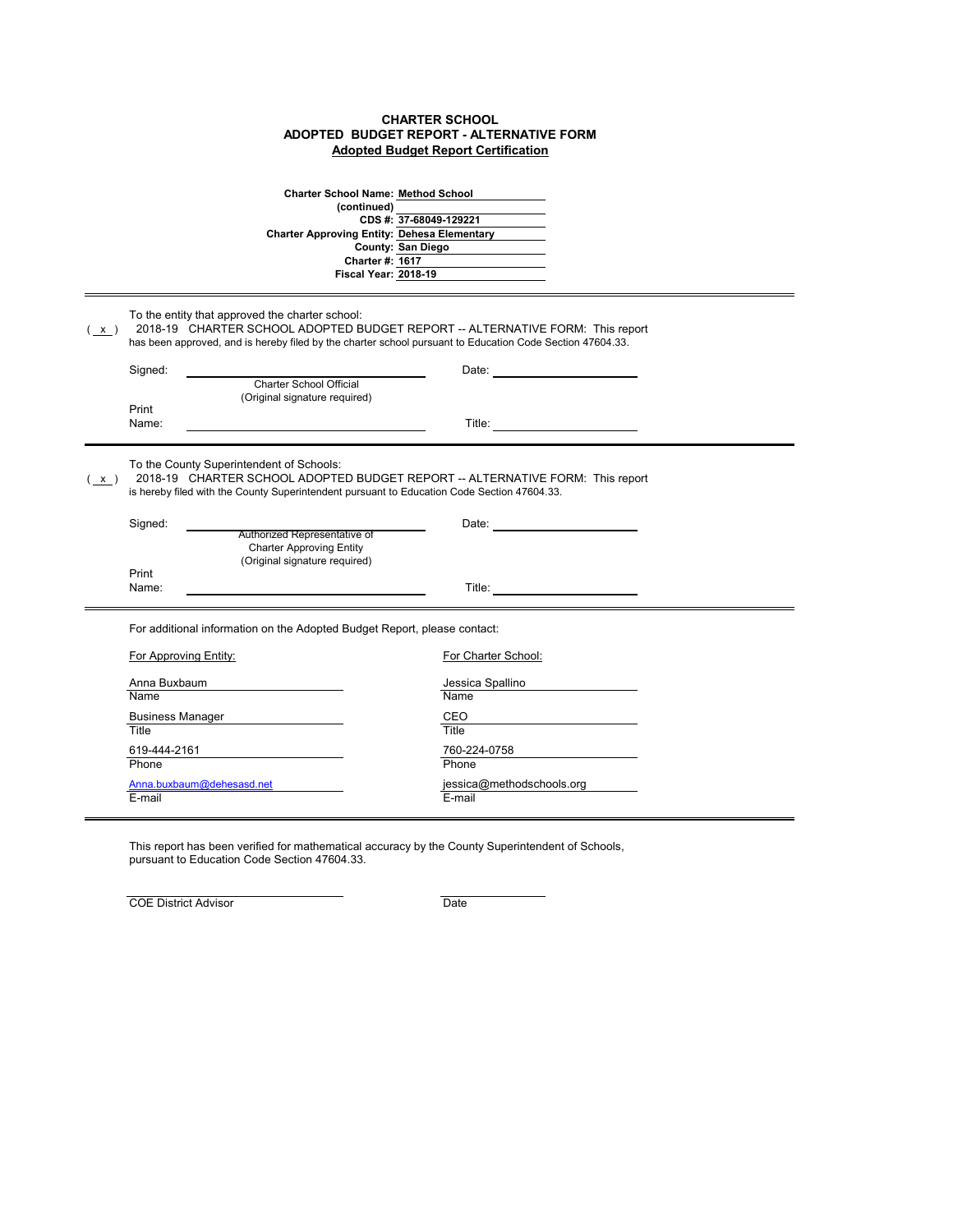# CHARTER SCHOOL
## ADOPTED BUDGET REPORT - ALTERNATIVE FORM
### Adopted Budget Report Certification

**Charter School Name:** Method School
**(continued)**
**CDS #:** 37-68049-129221
**Charter Approving Entity:** Dehesa Elementary
**County:** San Diego
**Charter #:** 1617
**Fiscal Year:** 2018-19

---

To the entity that approved the charter school:

( x ) 2018-19 CHARTER SCHOOL ADOPTED BUDGET REPORT -- ALTERNATIVE FORM: This report has been approved, and is hereby filed by the charter school pursuant to Education Code Section 47604.33.

Signed: ______________________________ Date: ____________________
Charter School Official
(Original signature required)

Print Name: ______________________________ Title: ____________________

---

To the County Superintendent of Schools:

( x ) 2018-19 CHARTER SCHOOL ADOPTED BUDGET REPORT -- ALTERNATIVE FORM: This report is hereby filed with the County Superintendent pursuant to Education Code Section 47604.33.

Signed: ______________________________ Date: ____________________
Authorized Representative of
Charter Approving Entity
(Original signature required)

Print Name: ______________________________ Title: ____________________

---

For additional information on the Adopted Budget Report, please contact:

| For Approving Entity: | For Charter School: |
|---|---|
| Anna Buxbaum | Jessica Spallino |
| Name | Name |
| Business Manager | CEO |
| Title | Title |
| 619-444-2161 | 760-224-0758 |
| Phone | Phone |
| Anna.buxbaum@dehesasd.net | jessica@methodschools.org |
| E-mail | E-mail |

---

This report has been verified for mathematical accuracy by the County Superintendent of Schools, pursuant to Education Code Section 47604.33.

______________________________ ____________________
COE District Advisor Date